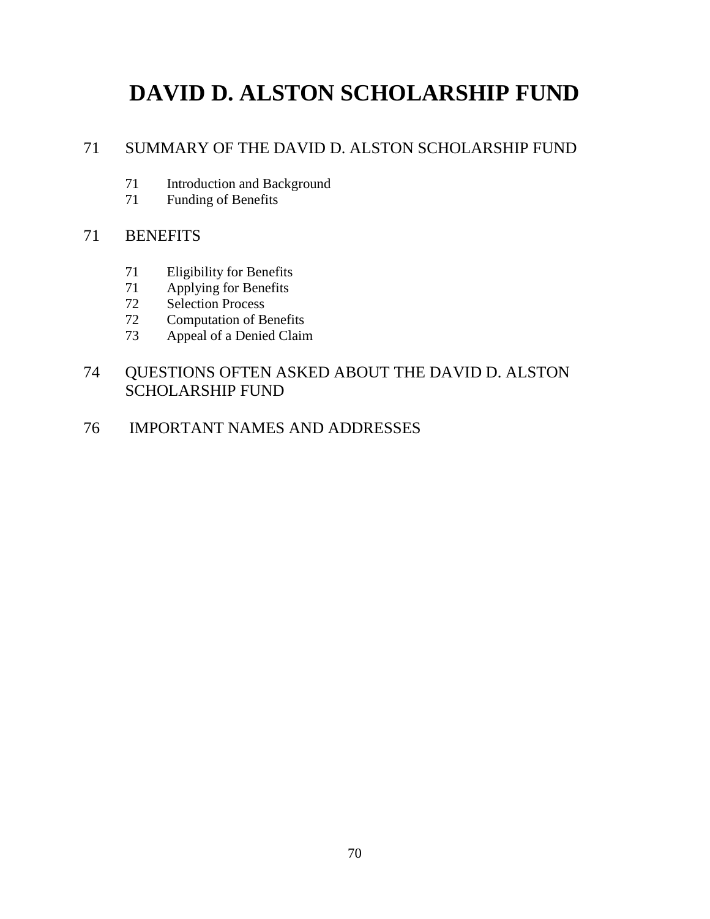# DAVID D. ALSTON SCHOLARSHIP FUND

71 SUMMARY OF THE DAVID D. ALSTON SCHOLARSHIP FUND

- 71 Introduction and Background
- 71 Funding of Benefits

71 BENEFITS

- 71 Eligibility for Benefits
- 71 Applying for Benefits
- 72 Selection Process
- 72 Computation of Benefits
- 73 Appeal of a Denied Claim

74 QUESTIONS OFTEN ASKED ABOUT THE DAVID D. ALSTON SCHOLARSHIP FUND

76 IMPORTANT NAMES AND ADDRESSES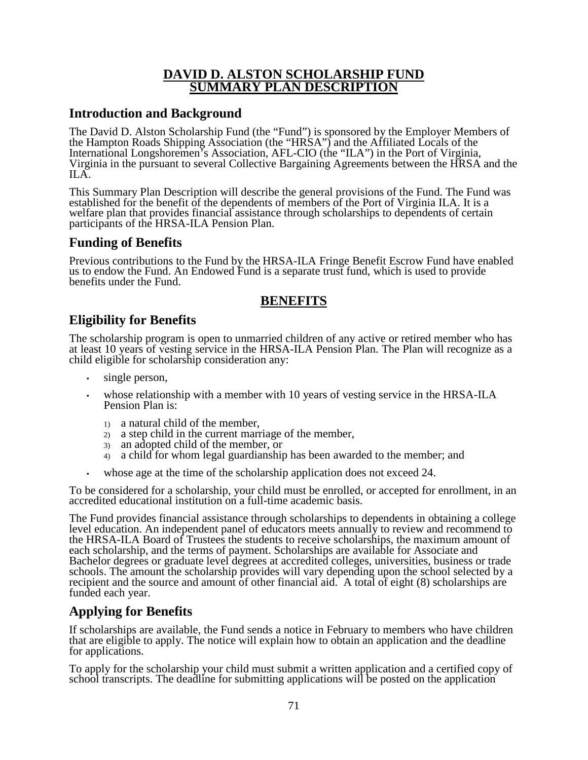# DAVID D. ALSTON SCHOLARSHIP FUND SUMMARY PLAN DESCRIPTION

## Introduction and Background

The David D. Alston Scholarship Fund (the "Fund") is sponsored by the Employer Members of the Hampton Roads Shipping Association (the "HRSA") and the Affiliated Locals of the International Longshoremen's Association, AFL-CIO (the "ILA") in the Port of Virginia, Virginia in the pursuant to several Collective Bargaining Agreements between the HRSA and the ILA.

This Summary Plan Description will describe the general provisions of the Fund. The Fund was established for the benefit of the dependents of members of the Port of Virginia ILA. It is a welfare plan that provides financial assistance through scholarships to dependents of certain participants of the HRSA-ILA Pension Plan.

## Funding of Benefits

Previous contributions to the Fund by the HRSA-ILA Fringe Benefit Escrow Fund have enabled us to endow the Fund. An Endowed Fund is a separate trust fund, which is used to provide benefits under the Fund.

# BENEFITS

## Eligibility for Benefits

The scholarship program is open to unmarried children of any active or retired member who has at least 10 years of vesting service in the HRSA-ILA Pension Plan. The Plan will recognize as a child eligible for scholarship consideration any:

- single person,
- whose relationship with a member with 10 years of vesting service in the HRSA-ILA Pension Plan is:
  1) a natural child of the member,
  2) a step child in the current marriage of the member,
  3) an adopted child of the member, or
  4) a child for whom legal guardianship has been awarded to the member; and
- whose age at the time of the scholarship application does not exceed 24.

To be considered for a scholarship, your child must be enrolled, or accepted for enrollment, in an accredited educational institution on a full-time academic basis.

The Fund provides financial assistance through scholarships to dependents in obtaining a college level education. An independent panel of educators meets annually to review and recommend to the HRSA-ILA Board of Trustees the students to receive scholarships, the maximum amount of each scholarship, and the terms of payment. Scholarships are available for Associate and Bachelor degrees or graduate level degrees at accredited colleges, universities, business or trade schools. The amount the scholarship provides will vary depending upon the school selected by a recipient and the source and amount of other financial aid. A total of eight (8) scholarships are funded each year.

## Applying for Benefits

If scholarships are available, the Fund sends a notice in February to members who have children that are eligible to apply. The notice will explain how to obtain an application and the deadline for applications.

To apply for the scholarship your child must submit a written application and a certified copy of school transcripts. The deadline for submitting applications will be posted on the application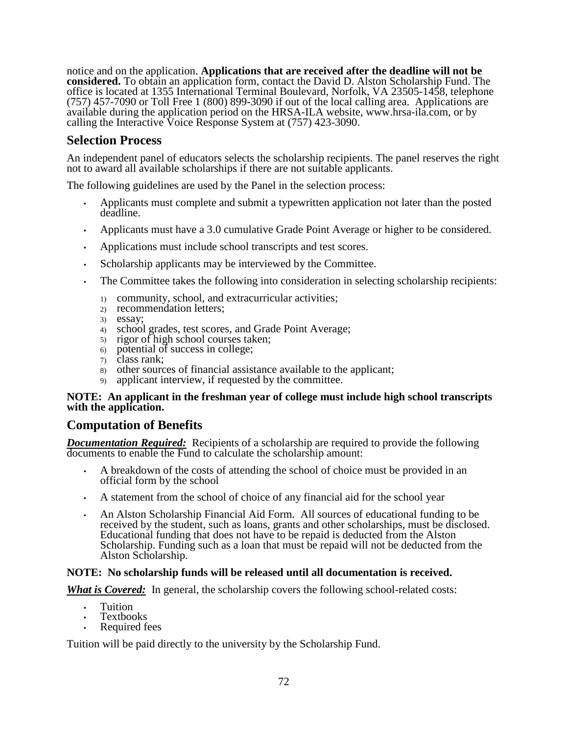notice and on the application. **Applications that are received after the deadline will not be considered.** To obtain an application form, contact the David D. Alston Scholarship Fund. The office is located at 1355 International Terminal Boulevard, Norfolk, VA 23505-1458, telephone (757) 457-7090 or Toll Free 1 (800) 899-3090 if out of the local calling area. Applications are available during the application period on the HRSA-ILA website, www.hrsa-ila.com, or by calling the Interactive Voice Response System at (757) 423-3090.

## Selection Process

An independent panel of educators selects the scholarship recipients. The panel reserves the right not to award all available scholarships if there are not suitable applicants.

The following guidelines are used by the Panel in the selection process:

- Applicants must complete and submit a typewritten application not later than the posted deadline.
- Applicants must have a 3.0 cumulative Grade Point Average or higher to be considered.
- Applications must include school transcripts and test scores.
- Scholarship applicants may be interviewed by the Committee.
- The Committee takes the following into consideration in selecting scholarship recipients:
    1) community, school, and extracurricular activities;
    2) recommendation letters;
    3) essay;
    4) school grades, test scores, and Grade Point Average;
    5) rigor of high school courses taken;
    6) potential of success in college;
    7) class rank;
    8) other sources of financial assistance available to the applicant;
    9) applicant interview, if requested by the committee.

**NOTE: An applicant in the freshman year of college must include high school transcripts with the application.**

## Computation of Benefits

***Documentation Required:*** Recipients of a scholarship are required to provide the following documents to enable the Fund to calculate the scholarship amount:

- A breakdown of the costs of attending the school of choice must be provided in an official form by the school
- A statement from the school of choice of any financial aid for the school year
- An Alston Scholarship Financial Aid Form. All sources of educational funding to be received by the student, such as loans, grants and other scholarships, must be disclosed. Educational funding that does not have to be repaid is deducted from the Alston Scholarship. Funding such as a loan that must be repaid will not be deducted from the Alston Scholarship.

**NOTE: No scholarship funds will be released until all documentation is received.**

***What is Covered:*** In general, the scholarship covers the following school-related costs:

- Tuition
- Textbooks
- Required fees

Tuition will be paid directly to the university by the Scholarship Fund.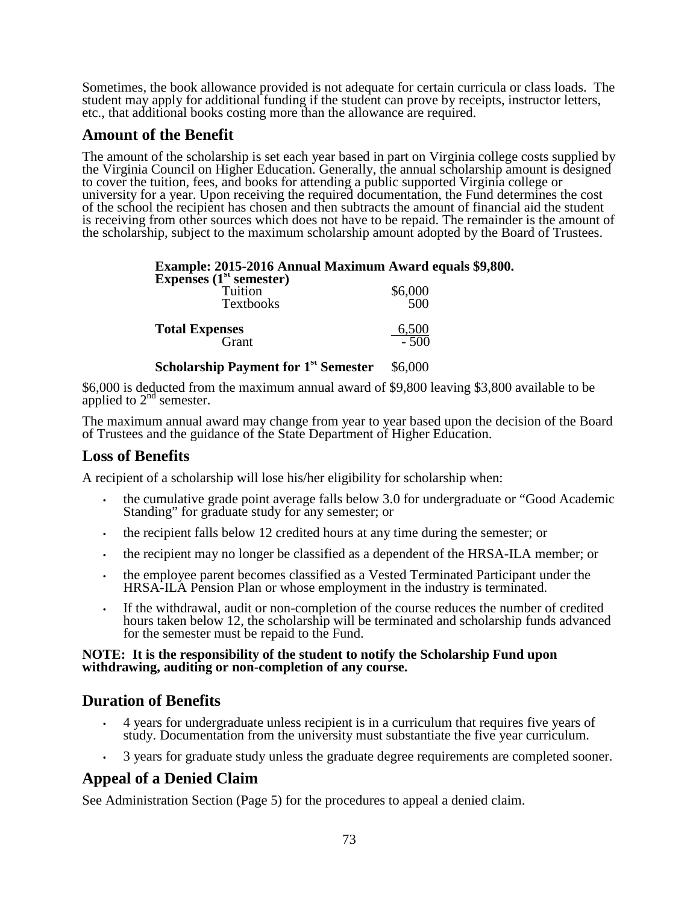Sometimes, the book allowance provided is not adequate for certain curricula or class loads. The student may apply for additional funding if the student can prove by receipts, instructor letters, etc., that additional books costing more than the allowance are required.

## Amount of the Benefit

The amount of the scholarship is set each year based in part on Virginia college costs supplied by the Virginia Council on Higher Education. Generally, the annual scholarship amount is designed to cover the tuition, fees, and books for attending a public supported Virginia college or university for a year. Upon receiving the required documentation, the Fund determines the cost of the school the recipient has chosen and then subtracts the amount of financial aid the student is receiving from other sources which does not have to be repaid. The remainder is the amount of the scholarship, subject to the maximum scholarship amount adopted by the Board of Trustees.

**Example: 2015-2016 Annual Maximum Award equals $9,800.**

| **Expenses (1st semester)** | |
|---|---|
| Tuition | $6,000 |
| Textbooks | 500 |
| **Total Expenses** | 6,500 |
| Grant | - 500 |
| **Scholarship Payment for 1st Semester** | $6,000 |

$6,000 is deducted from the maximum annual award of $9,800 leaving $3,800 available to be applied to 2nd semester.

The maximum annual award may change from year to year based upon the decision of the Board of Trustees and the guidance of the State Department of Higher Education.

## Loss of Benefits

A recipient of a scholarship will lose his/her eligibility for scholarship when:

- the cumulative grade point average falls below 3.0 for undergraduate or "Good Academic Standing" for graduate study for any semester; or
- the recipient falls below 12 credited hours at any time during the semester; or
- the recipient may no longer be classified as a dependent of the HRSA-ILA member; or
- the employee parent becomes classified as a Vested Terminated Participant under the HRSA-ILA Pension Plan or whose employment in the industry is terminated.
- If the withdrawal, audit or non-completion of the course reduces the number of credited hours taken below 12, the scholarship will be terminated and scholarship funds advanced for the semester must be repaid to the Fund.

**NOTE: It is the responsibility of the student to notify the Scholarship Fund upon withdrawing, auditing or non-completion of any course.**

## Duration of Benefits

- 4 years for undergraduate unless recipient is in a curriculum that requires five years of study. Documentation from the university must substantiate the five year curriculum.
- 3 years for graduate study unless the graduate degree requirements are completed sooner.

## Appeal of a Denied Claim

See Administration Section (Page 5) for the procedures to appeal a denied claim.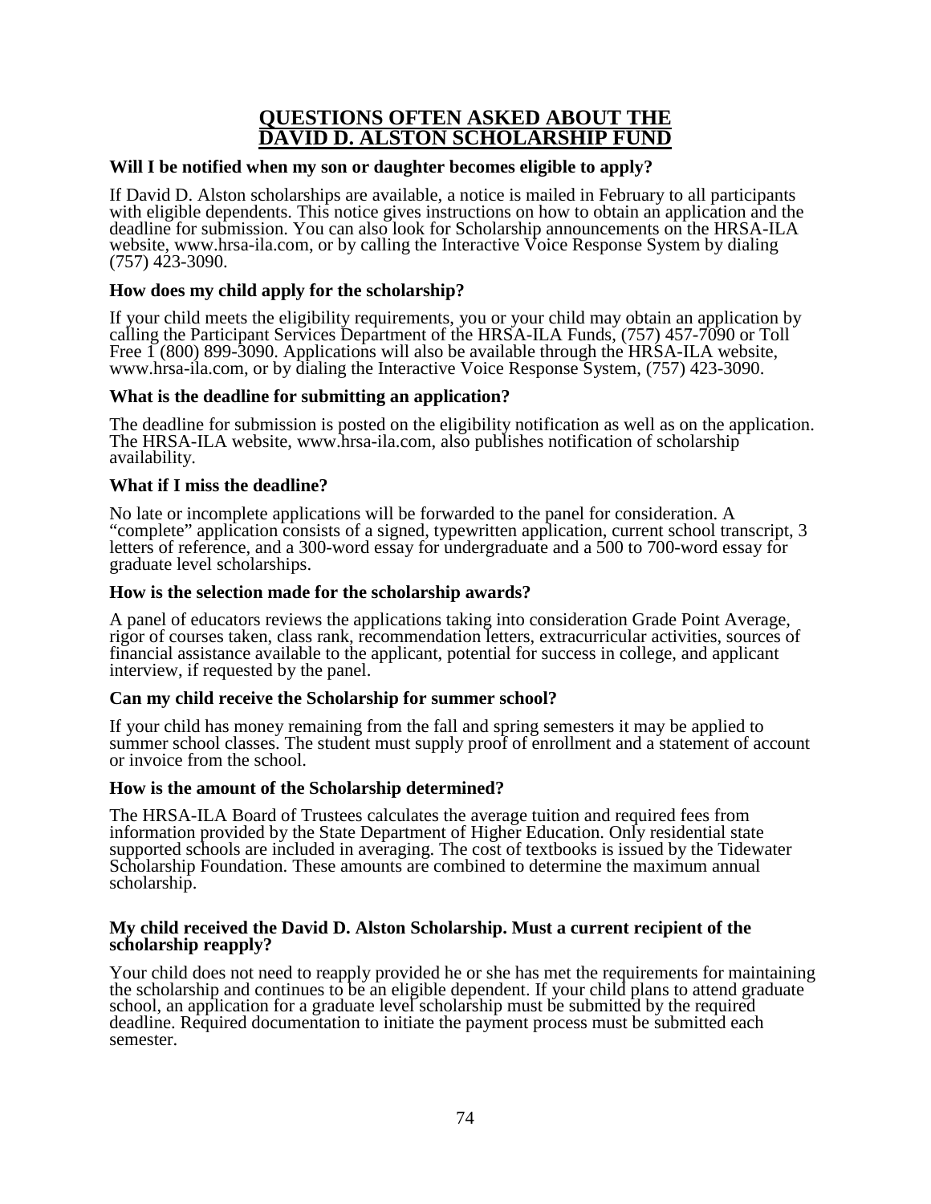# QUESTIONS OFTEN ASKED ABOUT THE DAVID D. ALSTON SCHOLARSHIP FUND

**Will I be notified when my son or daughter becomes eligible to apply?**

If David D. Alston scholarships are available, a notice is mailed in February to all participants with eligible dependents. This notice gives instructions on how to obtain an application and the deadline for submission. You can also look for Scholarship announcements on the HRSA-ILA website, www.hrsa-ila.com, or by calling the Interactive Voice Response System by dialing (757) 423-3090.

**How does my child apply for the scholarship?**

If your child meets the eligibility requirements, you or your child may obtain an application by calling the Participant Services Department of the HRSA-ILA Funds, (757) 457-7090 or Toll Free 1 (800) 899-3090. Applications will also be available through the HRSA-ILA website, www.hrsa-ila.com, or by dialing the Interactive Voice Response System, (757) 423-3090.

**What is the deadline for submitting an application?**

The deadline for submission is posted on the eligibility notification as well as on the application. The HRSA-ILA website, www.hrsa-ila.com, also publishes notification of scholarship availability.

**What if I miss the deadline?**

No late or incomplete applications will be forwarded to the panel for consideration. A "complete" application consists of a signed, typewritten application, current school transcript, 3 letters of reference, and a 300-word essay for undergraduate and a 500 to 700-word essay for graduate level scholarships.

**How is the selection made for the scholarship awards?**

A panel of educators reviews the applications taking into consideration Grade Point Average, rigor of courses taken, class rank, recommendation letters, extracurricular activities, sources of financial assistance available to the applicant, potential for success in college, and applicant interview, if requested by the panel.

**Can my child receive the Scholarship for summer school?**

If your child has money remaining from the fall and spring semesters it may be applied to summer school classes. The student must supply proof of enrollment and a statement of account or invoice from the school.

**How is the amount of the Scholarship determined?**

The HRSA-ILA Board of Trustees calculates the average tuition and required fees from information provided by the State Department of Higher Education. Only residential state supported schools are included in averaging. The cost of textbooks is issued by the Tidewater Scholarship Foundation. These amounts are combined to determine the maximum annual scholarship.

**My child received the David D. Alston Scholarship. Must a current recipient of the scholarship reapply?**

Your child does not need to reapply provided he or she has met the requirements for maintaining the scholarship and continues to be an eligible dependent. If your child plans to attend graduate school, an application for a graduate level scholarship must be submitted by the required deadline. Required documentation to initiate the payment process must be submitted each semester.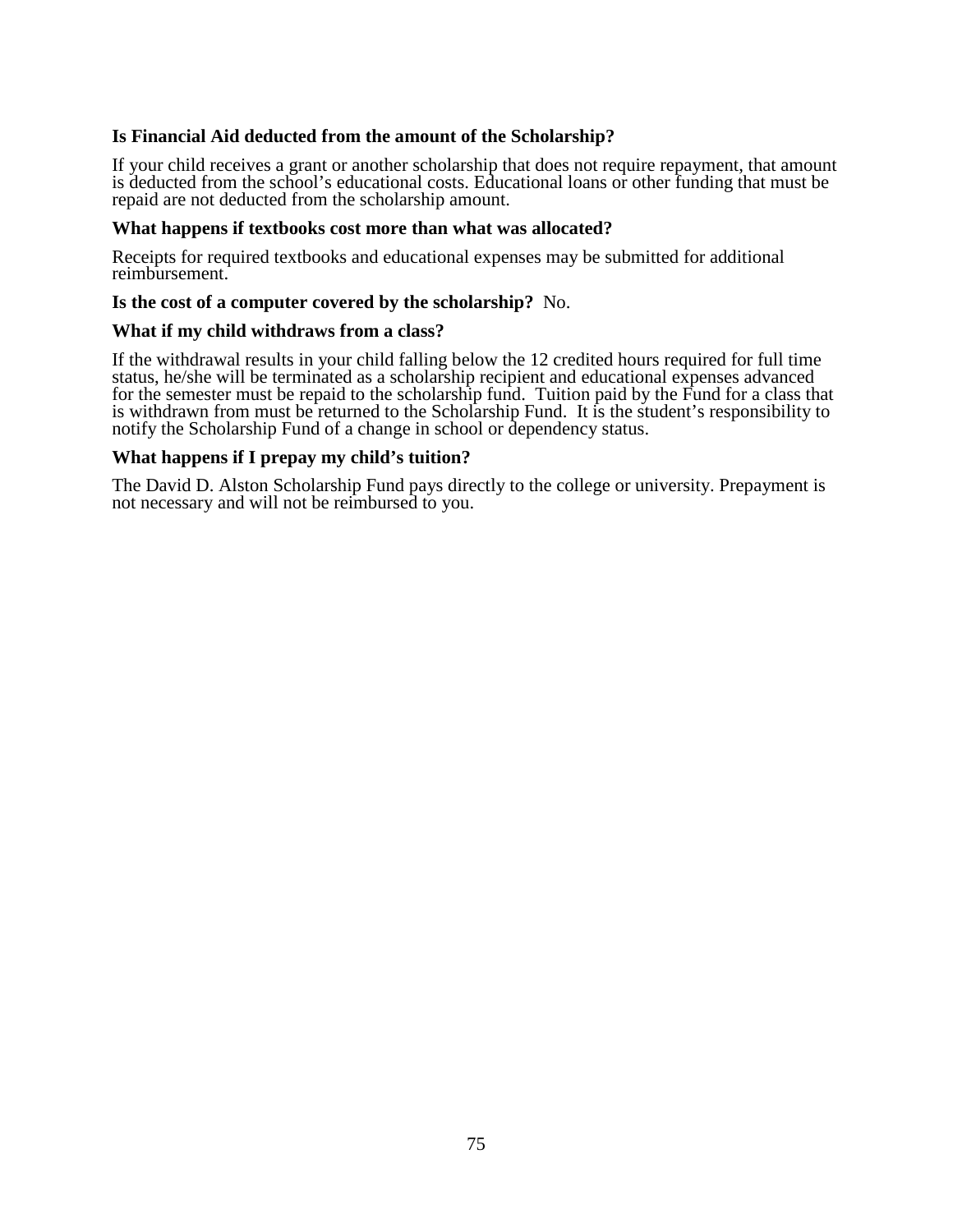**Is Financial Aid deducted from the amount of the Scholarship?**

If your child receives a grant or another scholarship that does not require repayment, that amount is deducted from the school's educational costs. Educational loans or other funding that must be repaid are not deducted from the scholarship amount.

**What happens if textbooks cost more than what was allocated?**

Receipts for required textbooks and educational expenses may be submitted for additional reimbursement.

**Is the cost of a computer covered by the scholarship?** No.

**What if my child withdraws from a class?**

If the withdrawal results in your child falling below the 12 credited hours required for full time status, he/she will be terminated as a scholarship recipient and educational expenses advanced for the semester must be repaid to the scholarship fund. Tuition paid by the Fund for a class that is withdrawn from must be returned to the Scholarship Fund. It is the student's responsibility to notify the Scholarship Fund of a change in school or dependency status.

**What happens if I prepay my child's tuition?**

The David D. Alston Scholarship Fund pays directly to the college or university. Prepayment is not necessary and will not be reimbursed to you.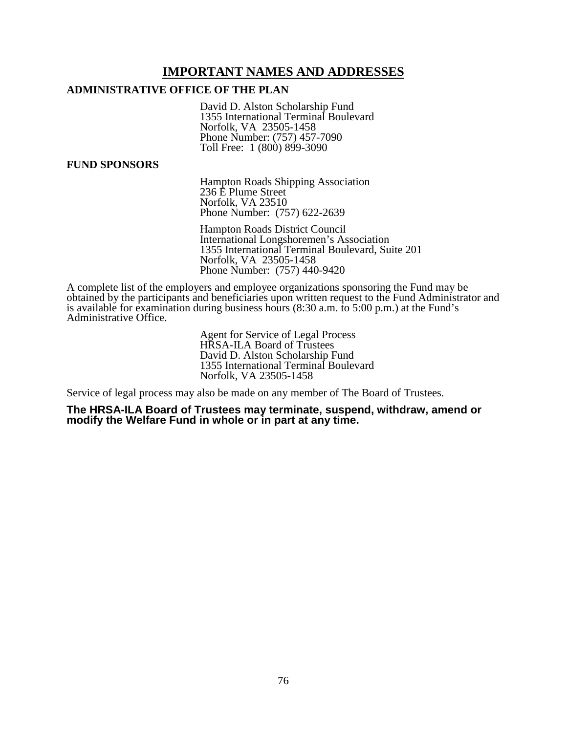# IMPORTANT NAMES AND ADDRESSES

**ADMINISTRATIVE OFFICE OF THE PLAN**

David D. Alston Scholarship Fund
1355 International Terminal Boulevard
Norfolk, VA 23505-1458
Phone Number: (757) 457-7090
Toll Free: 1 (800) 899-3090

**FUND SPONSORS**

Hampton Roads Shipping Association
236 E Plume Street
Norfolk, VA 23510
Phone Number: (757) 622-2639

Hampton Roads District Council
International Longshoremen's Association
1355 International Terminal Boulevard, Suite 201
Norfolk, VA 23505-1458
Phone Number: (757) 440-9420

A complete list of the employers and employee organizations sponsoring the Fund may be obtained by the participants and beneficiaries upon written request to the Fund Administrator and is available for examination during business hours (8:30 a.m. to 5:00 p.m.) at the Fund's Administrative Office.

Agent for Service of Legal Process
HRSA-ILA Board of Trustees
David D. Alston Scholarship Fund
1355 International Terminal Boulevard
Norfolk, VA 23505-1458

Service of legal process may also be made on any member of The Board of Trustees.

**The HRSA-ILA Board of Trustees may terminate, suspend, withdraw, amend or modify the Welfare Fund in whole or in part at any time.**